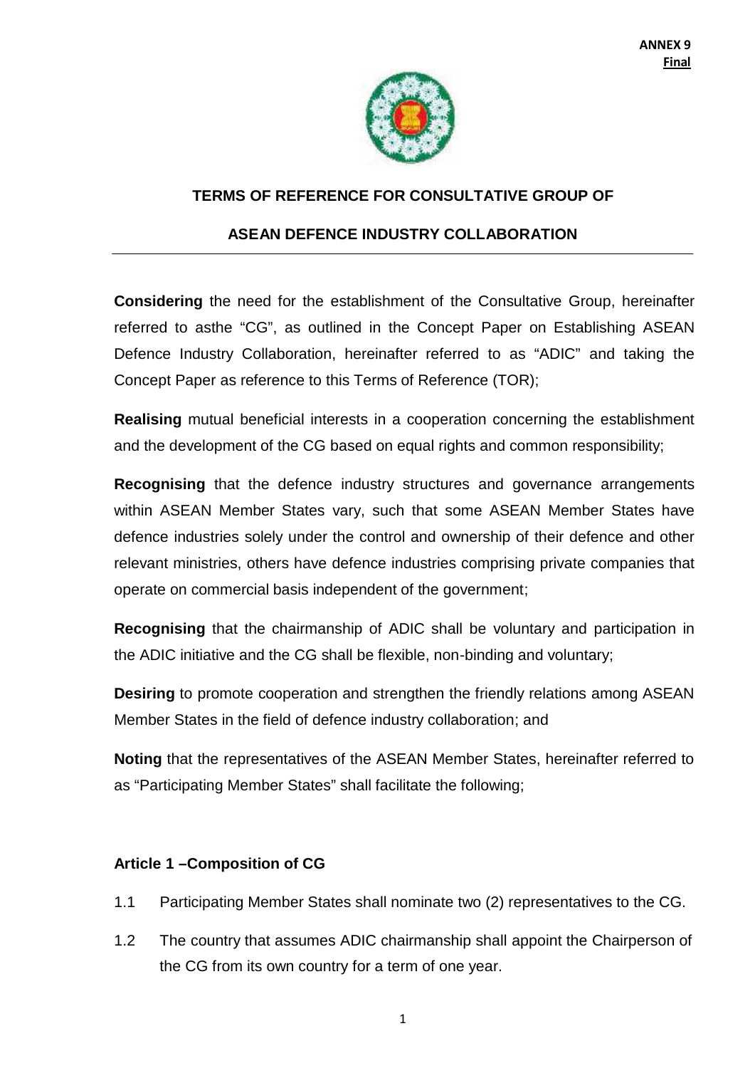**ANNEX 9**
**Final**

## TERMS OF REFERENCE FOR CONSULTATIVE GROUP OF ASEAN DEFENCE INDUSTRY COLLABORATION

---

**Considering** the need for the establishment of the Consultative Group, hereinafter referred to asthe "CG", as outlined in the Concept Paper on Establishing ASEAN Defence Industry Collaboration, hereinafter referred to as "ADIC" and taking the Concept Paper as reference to this Terms of Reference (TOR);

**Realising** mutual beneficial interests in a cooperation concerning the establishment and the development of the CG based on equal rights and common responsibility;

**Recognising** that the defence industry structures and governance arrangements within ASEAN Member States vary, such that some ASEAN Member States have defence industries solely under the control and ownership of their defence and other relevant ministries, others have defence industries comprising private companies that operate on commercial basis independent of the government;

**Recognising** that the chairmanship of ADIC shall be voluntary and participation in the ADIC initiative and the CG shall be flexible, non-binding and voluntary;

**Desiring** to promote cooperation and strengthen the friendly relations among ASEAN Member States in the field of defence industry collaboration; and

**Noting** that the representatives of the ASEAN Member States, hereinafter referred to as "Participating Member States" shall facilitate the following;

### Article 1 –Composition of CG

1.1 Participating Member States shall nominate two (2) representatives to the CG.

1.2 The country that assumes ADIC chairmanship shall appoint the Chairperson of the CG from its own country for a term of one year.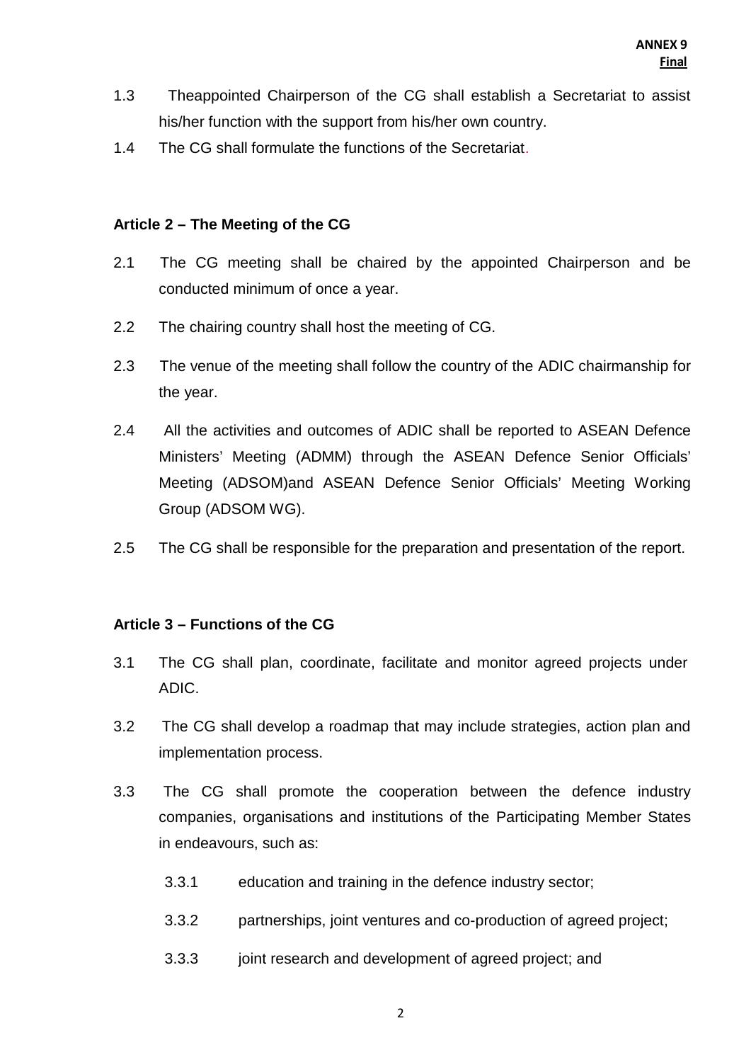1.3 Theappointed Chairperson of the CG shall establish a Secretariat to assist his/her function with the support from his/her own country.

1.4 The CG shall formulate the functions of the Secretariat.

### Article 2 – The Meeting of the CG

2.1 The CG meeting shall be chaired by the appointed Chairperson and be conducted minimum of once a year.

2.2 The chairing country shall host the meeting of CG.

2.3 The venue of the meeting shall follow the country of the ADIC chairmanship for the year.

2.4 All the activities and outcomes of ADIC shall be reported to ASEAN Defence Ministers' Meeting (ADMM) through the ASEAN Defence Senior Officials' Meeting (ADSOM)and ASEAN Defence Senior Officials' Meeting Working Group (ADSOM WG).

2.5 The CG shall be responsible for the preparation and presentation of the report.

### Article 3 – Functions of the CG

3.1 The CG shall plan, coordinate, facilitate and monitor agreed projects under ADIC.

3.2 The CG shall develop a roadmap that may include strategies, action plan and implementation process.

3.3 The CG shall promote the cooperation between the defence industry companies, organisations and institutions of the Participating Member States in endeavours, such as:

3.3.1 education and training in the defence industry sector;

3.3.2 partnerships, joint ventures and co-production of agreed project;

3.3.3 joint research and development of agreed project; and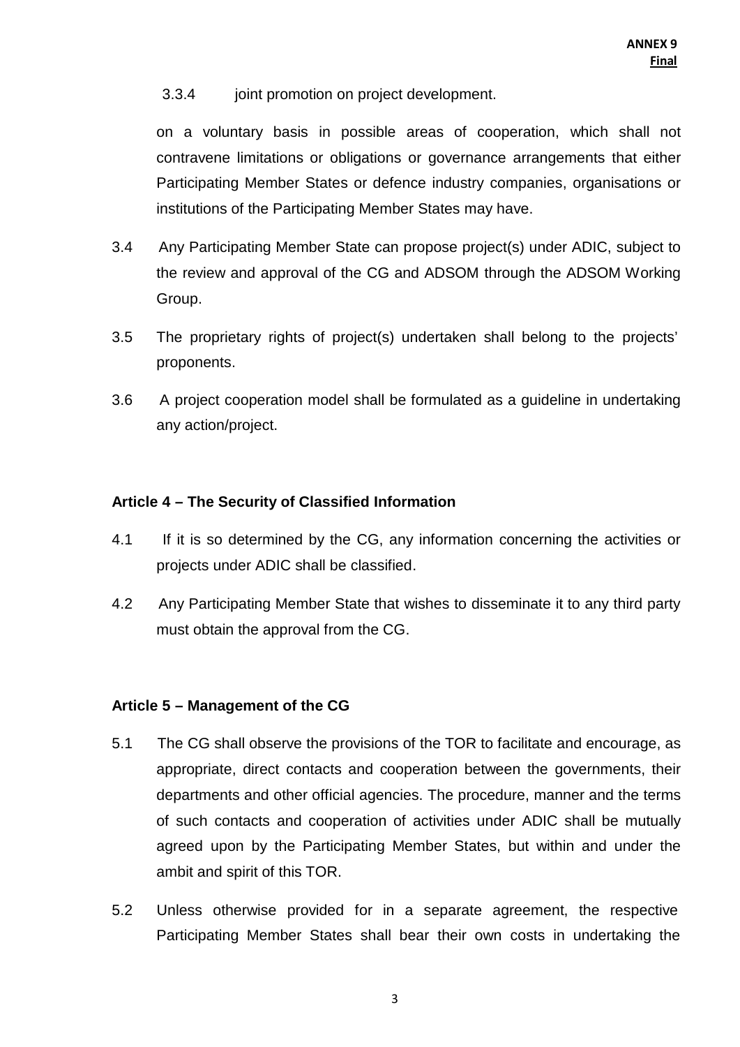3.3.4 joint promotion on project development.

on a voluntary basis in possible areas of cooperation, which shall not contravene limitations or obligations or governance arrangements that either Participating Member States or defence industry companies, organisations or institutions of the Participating Member States may have.

3.4 Any Participating Member State can propose project(s) under ADIC, subject to the review and approval of the CG and ADSOM through the ADSOM Working Group.

3.5 The proprietary rights of project(s) undertaken shall belong to the projects' proponents.

3.6 A project cooperation model shall be formulated as a guideline in undertaking any action/project.

**Article 4 – The Security of Classified Information**

4.1 If it is so determined by the CG, any information concerning the activities or projects under ADIC shall be classified.

4.2 Any Participating Member State that wishes to disseminate it to any third party must obtain the approval from the CG.

**Article 5 – Management of the CG**

5.1 The CG shall observe the provisions of the TOR to facilitate and encourage, as appropriate, direct contacts and cooperation between the governments, their departments and other official agencies. The procedure, manner and the terms of such contacts and cooperation of activities under ADIC shall be mutually agreed upon by the Participating Member States, but within and under the ambit and spirit of this TOR.

5.2 Unless otherwise provided for in a separate agreement, the respective Participating Member States shall bear their own costs in undertaking the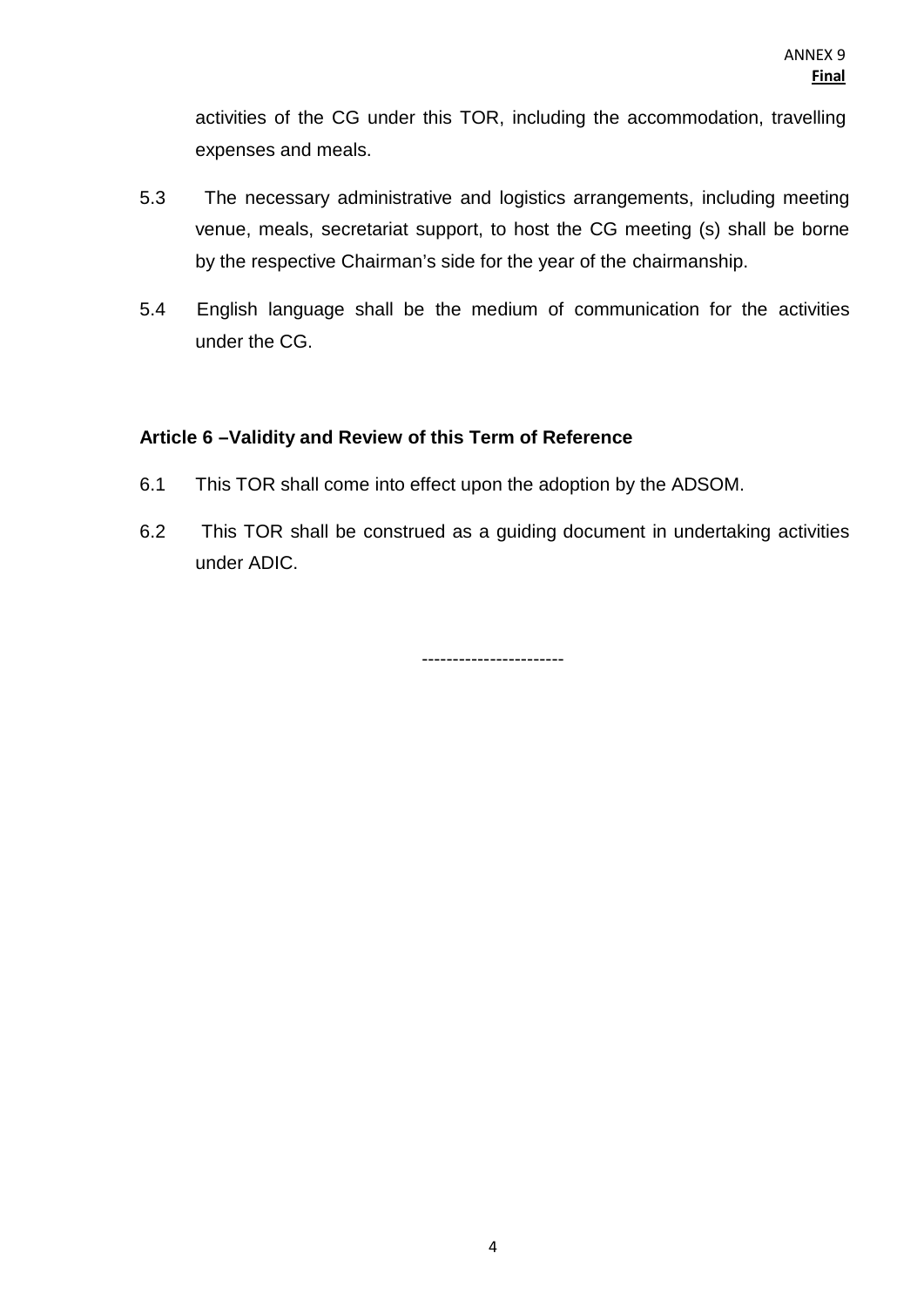activities of the CG under this TOR, including the accommodation, travelling expenses and meals.

5.3 The necessary administrative and logistics arrangements, including meeting venue, meals, secretariat support, to host the CG meeting (s) shall be borne by the respective Chairman's side for the year of the chairmanship.

5.4 English language shall be the medium of communication for the activities under the CG.

**Article 6 –Validity and Review of this Term of Reference**

6.1 This TOR shall come into effect upon the adoption by the ADSOM.

6.2 This TOR shall be construed as a guiding document in undertaking activities under ADIC.

-----------------------